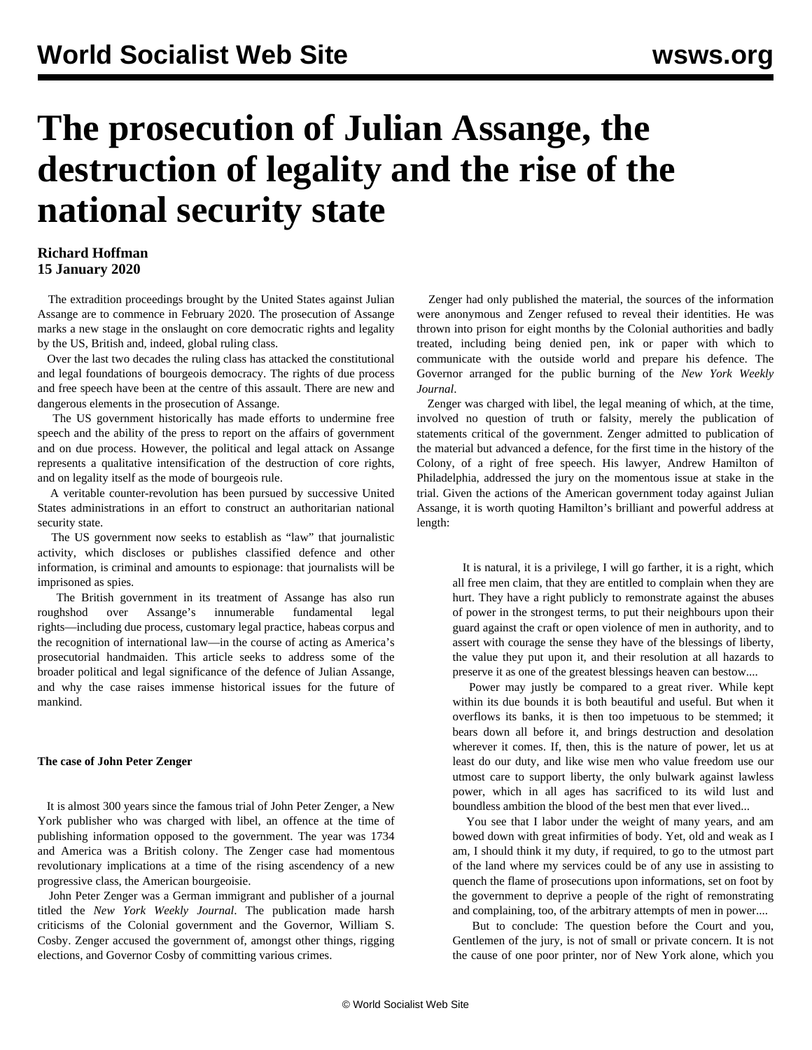# The prosecution of Julian Assange, the destruction of legality and the rise of the national security state

**Richard Hoffman**
**15 January 2020**

The extradition proceedings brought by the United States against Julian Assange are to commence in February 2020. The prosecution of Assange marks a new stage in the onslaught on core democratic rights and legality by the US, British and, indeed, global ruling class.

Over the last two decades the ruling class has attacked the constitutional and legal foundations of bourgeois democracy. The rights of due process and free speech have been at the centre of this assault. There are new and dangerous elements in the prosecution of Assange.

The US government historically has made efforts to undermine free speech and the ability of the press to report on the affairs of government and on due process. However, the political and legal attack on Assange represents a qualitative intensification of the destruction of core rights, and on legality itself as the mode of bourgeois rule.

A veritable counter-revolution has been pursued by successive United States administrations in an effort to construct an authoritarian national security state.

The US government now seeks to establish as "law" that journalistic activity, which discloses or publishes classified defence and other information, is criminal and amounts to espionage: that journalists will be imprisoned as spies.

The British government in its treatment of Assange has also run roughshod over Assange's innumerable fundamental legal rights—including due process, customary legal practice, habeas corpus and the recognition of international law—in the course of acting as America's prosecutorial handmaiden. This article seeks to address some of the broader political and legal significance of the defence of Julian Assange, and why the case raises immense historical issues for the future of mankind.

**The case of John Peter Zenger**

It is almost 300 years since the famous trial of John Peter Zenger, a New York publisher who was charged with libel, an offence at the time of publishing information opposed to the government. The year was 1734 and America was a British colony. The Zenger case had momentous revolutionary implications at a time of the rising ascendency of a new progressive class, the American bourgeoisie.

John Peter Zenger was a German immigrant and publisher of a journal titled the *New York Weekly Journal*. The publication made harsh criticisms of the Colonial government and the Governor, William S. Cosby. Zenger accused the government of, amongst other things, rigging elections, and Governor Cosby of committing various crimes.

Zenger had only published the material, the sources of the information were anonymous and Zenger refused to reveal their identities. He was thrown into prison for eight months by the Colonial authorities and badly treated, including being denied pen, ink or paper with which to communicate with the outside world and prepare his defence. The Governor arranged for the public burning of the *New York Weekly Journal*.

Zenger was charged with libel, the legal meaning of which, at the time, involved no question of truth or falsity, merely the publication of statements critical of the government. Zenger admitted to publication of the material but advanced a defence, for the first time in the history of the Colony, of a right of free speech. His lawyer, Andrew Hamilton of Philadelphia, addressed the jury on the momentous issue at stake in the trial. Given the actions of the American government today against Julian Assange, it is worth quoting Hamilton's brilliant and powerful address at length:

> It is natural, it is a privilege, I will go farther, it is a right, which all free men claim, that they are entitled to complain when they are hurt. They have a right publicly to remonstrate against the abuses of power in the strongest terms, to put their neighbours upon their guard against the craft or open violence of men in authority, and to assert with courage the sense they have of the blessings of liberty, the value they put upon it, and their resolution at all hazards to preserve it as one of the greatest blessings heaven can bestow....
>
> Power may justly be compared to a great river. While kept within its due bounds it is both beautiful and useful. But when it overflows its banks, it is then too impetuous to be stemmed; it bears down all before it, and brings destruction and desolation wherever it comes. If, then, this is the nature of power, let us at least do our duty, and like wise men who value freedom use our utmost care to support liberty, the only bulwark against lawless power, which in all ages has sacrificed to its wild lust and boundless ambition the blood of the best men that ever lived...
>
> You see that I labor under the weight of many years, and am bowed down with great infirmities of body. Yet, old and weak as I am, I should think it my duty, if required, to go to the utmost part of the land where my services could be of any use in assisting to quench the flame of prosecutions upon informations, set on foot by the government to deprive a people of the right of remonstrating and complaining, too, of the arbitrary attempts of men in power....
>
> But to conclude: The question before the Court and you, Gentlemen of the jury, is not of small or private concern. It is not the cause of one poor printer, nor of New York alone, which you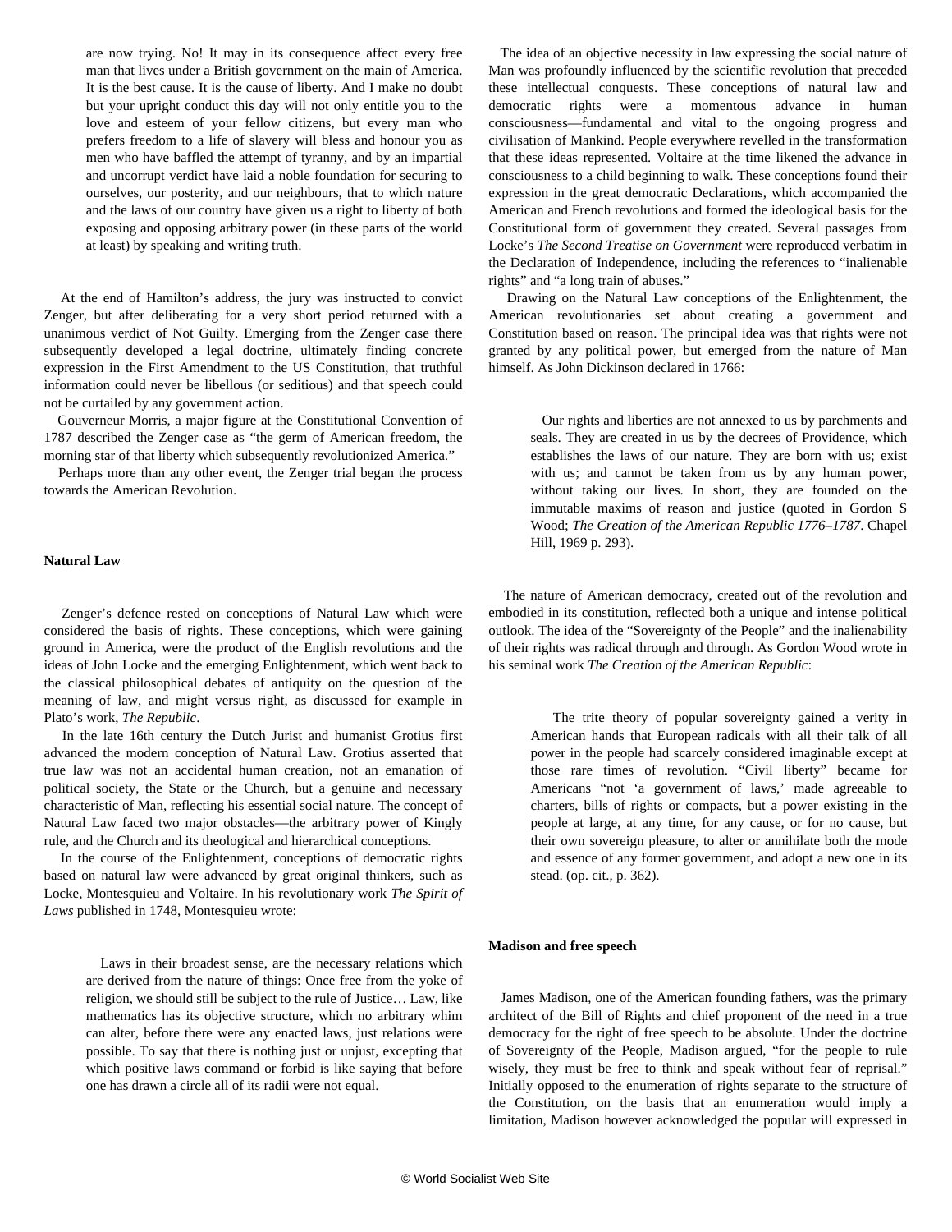> are now trying. No! It may in its consequence affect every free man that lives under a British government on the main of America. It is the best cause. It is the cause of liberty. And I make no doubt but your upright conduct this day will not only entitle you to the love and esteem of your fellow citizens, but every man who prefers freedom to a life of slavery will bless and honour you as men who have baffled the attempt of tyranny, and by an impartial and uncorrupt verdict have laid a noble foundation for securing to ourselves, our posterity, and our neighbours, that to which nature and the laws of our country have given us a right to liberty of both exposing and opposing arbitrary power (in these parts of the world at least) by speaking and writing truth.

At the end of Hamilton's address, the jury was instructed to convict Zenger, but after deliberating for a very short period returned with a unanimous verdict of Not Guilty. Emerging from the Zenger case there subsequently developed a legal doctrine, ultimately finding concrete expression in the First Amendment to the US Constitution, that truthful information could never be libellous (or seditious) and that speech could not be curtailed by any government action.

Gouverneur Morris, a major figure at the Constitutional Convention of 1787 described the Zenger case as "the germ of American freedom, the morning star of that liberty which subsequently revolutionized America."

Perhaps more than any other event, the Zenger trial began the process towards the American Revolution.

**Natural Law**

Zenger's defence rested on conceptions of Natural Law which were considered the basis of rights. These conceptions, which were gaining ground in America, were the product of the English revolutions and the ideas of John Locke and the emerging Enlightenment, which went back to the classical philosophical debates of antiquity on the question of the meaning of law, and might versus right, as discussed for example in Plato's work, *The Republic*.

In the late 16th century the Dutch Jurist and humanist Grotius first advanced the modern conception of Natural Law. Grotius asserted that true law was not an accidental human creation, not an emanation of political society, the State or the Church, but a genuine and necessary characteristic of Man, reflecting his essential social nature. The concept of Natural Law faced two major obstacles—the arbitrary power of Kingly rule, and the Church and its theological and hierarchical conceptions.

In the course of the Enlightenment, conceptions of democratic rights based on natural law were advanced by great original thinkers, such as Locke, Montesquieu and Voltaire. In his revolutionary work *The Spirit of Laws* published in 1748, Montesquieu wrote:

> Laws in their broadest sense, are the necessary relations which are derived from the nature of things: Once free from the yoke of religion, we should still be subject to the rule of Justice… Law, like mathematics has its objective structure, which no arbitrary whim can alter, before there were any enacted laws, just relations were possible. To say that there is nothing just or unjust, excepting that which positive laws command or forbid is like saying that before one has drawn a circle all of its radii were not equal.

The idea of an objective necessity in law expressing the social nature of Man was profoundly influenced by the scientific revolution that preceded these intellectual conquests. These conceptions of natural law and democratic rights were a momentous advance in human consciousness—fundamental and vital to the ongoing progress and civilisation of Mankind. People everywhere revelled in the transformation that these ideas represented. Voltaire at the time likened the advance in consciousness to a child beginning to walk. These conceptions found their expression in the great democratic Declarations, which accompanied the American and French revolutions and formed the ideological basis for the Constitutional form of government they created. Several passages from Locke's *The Second Treatise on Government* were reproduced verbatim in the Declaration of Independence, including the references to "inalienable rights" and "a long train of abuses."

Drawing on the Natural Law conceptions of the Enlightenment, the American revolutionaries set about creating a government and Constitution based on reason. The principal idea was that rights were not granted by any political power, but emerged from the nature of Man himself. As John Dickinson declared in 1766:

> Our rights and liberties are not annexed to us by parchments and seals. They are created in us by the decrees of Providence, which establishes the laws of our nature. They are born with us; exist with us; and cannot be taken from us by any human power, without taking our lives. In short, they are founded on the immutable maxims of reason and justice (quoted in Gordon S Wood; *The Creation of the American Republic 1776–1787*. Chapel Hill, 1969 p. 293).

The nature of American democracy, created out of the revolution and embodied in its constitution, reflected both a unique and intense political outlook. The idea of the "Sovereignty of the People" and the inalienability of their rights was radical through and through. As Gordon Wood wrote in his seminal work *The Creation of the American Republic*:

> The trite theory of popular sovereignty gained a verity in American hands that European radicals with all their talk of all power in the people had scarcely considered imaginable except at those rare times of revolution. "Civil liberty" became for Americans "not 'a government of laws,' made agreeable to charters, bills of rights or compacts, but a power existing in the people at large, at any time, for any cause, or for no cause, but their own sovereign pleasure, to alter or annihilate both the mode and essence of any former government, and adopt a new one in its stead. (op. cit., p. 362).

**Madison and free speech**

James Madison, one of the American founding fathers, was the primary architect of the Bill of Rights and chief proponent of the need in a true democracy for the right of free speech to be absolute. Under the doctrine of Sovereignty of the People, Madison argued, "for the people to rule wisely, they must be free to think and speak without fear of reprisal." Initially opposed to the enumeration of rights separate to the structure of the Constitution, on the basis that an enumeration would imply a limitation, Madison however acknowledged the popular will expressed in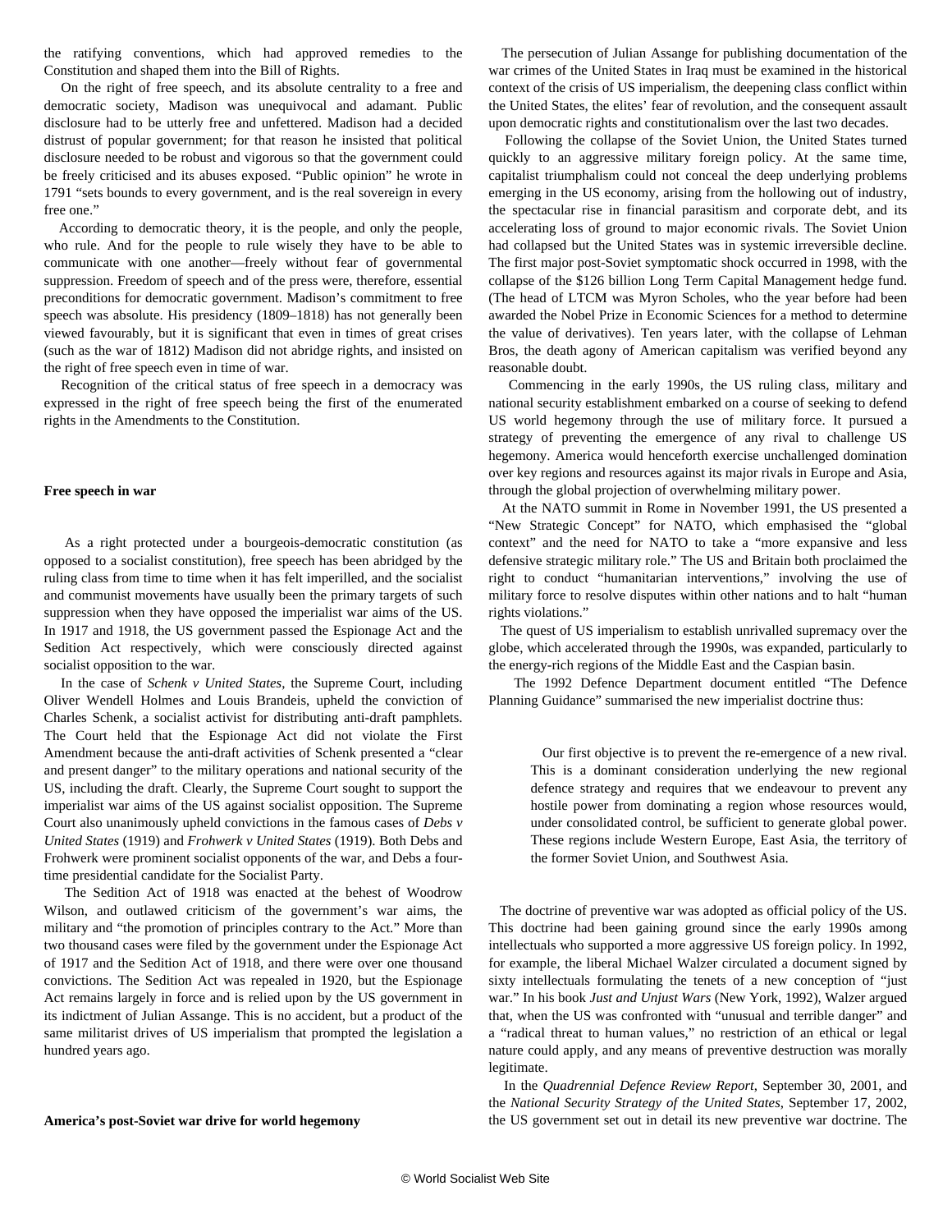the ratifying conventions, which had approved remedies to the Constitution and shaped them into the Bill of Rights.

On the right of free speech, and its absolute centrality to a free and democratic society, Madison was unequivocal and adamant. Public disclosure had to be utterly free and unfettered. Madison had a decided distrust of popular government; for that reason he insisted that political disclosure needed to be robust and vigorous so that the government could be freely criticised and its abuses exposed. "Public opinion" he wrote in 1791 "sets bounds to every government, and is the real sovereign in every free one."

According to democratic theory, it is the people, and only the people, who rule. And for the people to rule wisely they have to be able to communicate with one another—freely without fear of governmental suppression. Freedom of speech and of the press were, therefore, essential preconditions for democratic government. Madison's commitment to free speech was absolute. His presidency (1809–1818) has not generally been viewed favourably, but it is significant that even in times of great crises (such as the war of 1812) Madison did not abridge rights, and insisted on the right of free speech even in time of war.

Recognition of the critical status of free speech in a democracy was expressed in the right of free speech being the first of the enumerated rights in the Amendments to the Constitution.

**Free speech in war**

As a right protected under a bourgeois-democratic constitution (as opposed to a socialist constitution), free speech has been abridged by the ruling class from time to time when it has felt imperilled, and the socialist and communist movements have usually been the primary targets of such suppression when they have opposed the imperialist war aims of the US. In 1917 and 1918, the US government passed the Espionage Act and the Sedition Act respectively, which were consciously directed against socialist opposition to the war.

In the case of *Schenk v United States*, the Supreme Court, including Oliver Wendell Holmes and Louis Brandeis, upheld the conviction of Charles Schenk, a socialist activist for distributing anti-draft pamphlets. The Court held that the Espionage Act did not violate the First Amendment because the anti-draft activities of Schenk presented a "clear and present danger" to the military operations and national security of the US, including the draft. Clearly, the Supreme Court sought to support the imperialist war aims of the US against socialist opposition. The Supreme Court also unanimously upheld convictions in the famous cases of *Debs v United States* (1919) and *Frohwerk v United States* (1919). Both Debs and Frohwerk were prominent socialist opponents of the war, and Debs a four-time presidential candidate for the Socialist Party.

The Sedition Act of 1918 was enacted at the behest of Woodrow Wilson, and outlawed criticism of the government's war aims, the military and "the promotion of principles contrary to the Act." More than two thousand cases were filed by the government under the Espionage Act of 1917 and the Sedition Act of 1918, and there were over one thousand convictions. The Sedition Act was repealed in 1920, but the Espionage Act remains largely in force and is relied upon by the US government in its indictment of Julian Assange. This is no accident, but a product of the same militarist drives of US imperialism that prompted the legislation a hundred years ago.

**America's post-Soviet war drive for world hegemony**

The persecution of Julian Assange for publishing documentation of the war crimes of the United States in Iraq must be examined in the historical context of the crisis of US imperialism, the deepening class conflict within the United States, the elites' fear of revolution, and the consequent assault upon democratic rights and constitutionalism over the last two decades.

Following the collapse of the Soviet Union, the United States turned quickly to an aggressive military foreign policy. At the same time, capitalist triumphalism could not conceal the deep underlying problems emerging in the US economy, arising from the hollowing out of industry, the spectacular rise in financial parasitism and corporate debt, and its accelerating loss of ground to major economic rivals. The Soviet Union had collapsed but the United States was in systemic irreversible decline. The first major post-Soviet symptomatic shock occurred in 1998, with the collapse of the $126 billion Long Term Capital Management hedge fund. (The head of LTCM was Myron Scholes, who the year before had been awarded the Nobel Prize in Economic Sciences for a method to determine the value of derivatives). Ten years later, with the collapse of Lehman Bros, the death agony of American capitalism was verified beyond any reasonable doubt.

Commencing in the early 1990s, the US ruling class, military and national security establishment embarked on a course of seeking to defend US world hegemony through the use of military force. It pursued a strategy of preventing the emergence of any rival to challenge US hegemony. America would henceforth exercise unchallenged domination over key regions and resources against its major rivals in Europe and Asia, through the global projection of overwhelming military power.

At the NATO summit in Rome in November 1991, the US presented a "New Strategic Concept" for NATO, which emphasised the "global context" and the need for NATO to take a "more expansive and less defensive strategic military role." The US and Britain both proclaimed the right to conduct "humanitarian interventions," involving the use of military force to resolve disputes within other nations and to halt "human rights violations."

The quest of US imperialism to establish unrivalled supremacy over the globe, which accelerated through the 1990s, was expanded, particularly to the energy-rich regions of the Middle East and the Caspian basin.

The 1992 Defence Department document entitled "The Defence Planning Guidance" summarised the new imperialist doctrine thus:

> Our first objective is to prevent the re-emergence of a new rival. This is a dominant consideration underlying the new regional defence strategy and requires that we endeavour to prevent any hostile power from dominating a region whose resources would, under consolidated control, be sufficient to generate global power. These regions include Western Europe, East Asia, the territory of the former Soviet Union, and Southwest Asia.

The doctrine of preventive war was adopted as official policy of the US. This doctrine had been gaining ground since the early 1990s among intellectuals who supported a more aggressive US foreign policy. In 1992, for example, the liberal Michael Walzer circulated a document signed by sixty intellectuals formulating the tenets of a new conception of "just war." In his book *Just and Unjust Wars* (New York, 1992), Walzer argued that, when the US was confronted with "unusual and terrible danger" and a "radical threat to human values," no restriction of an ethical or legal nature could apply, and any means of preventive destruction was morally legitimate.

In the *Quadrennial Defence Review Report*, September 30, 2001, and the *National Security Strategy of the United States*, September 17, 2002, the US government set out in detail its new preventive war doctrine. The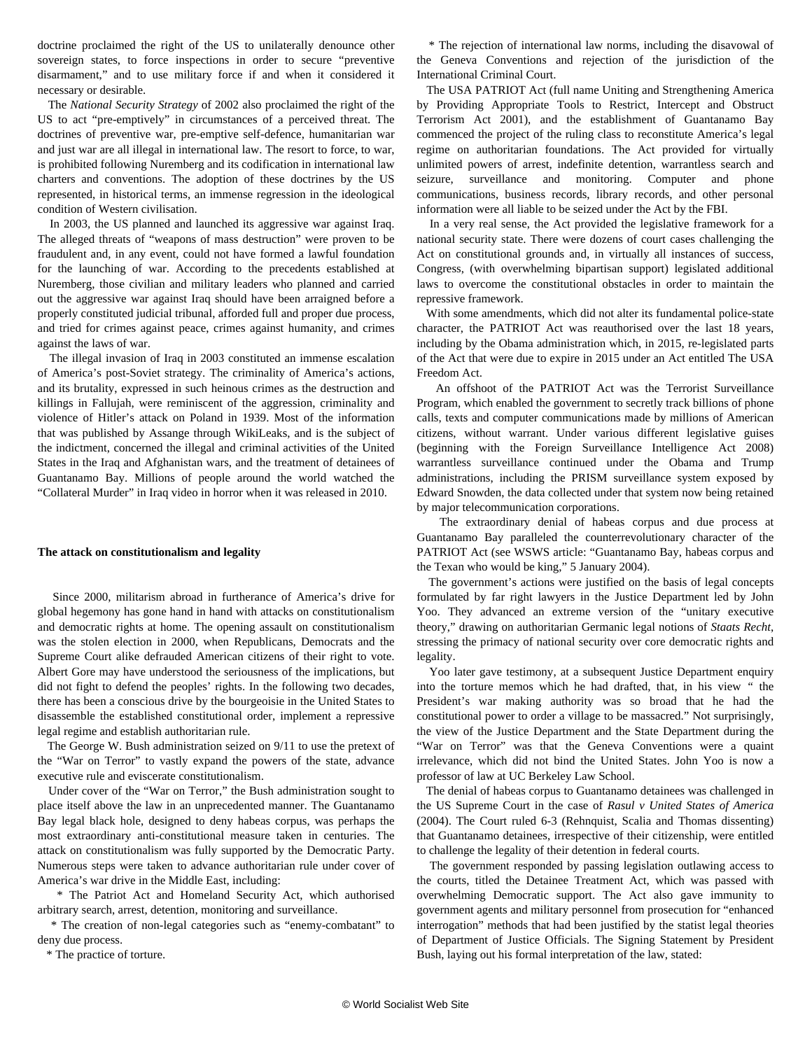doctrine proclaimed the right of the US to unilaterally denounce other sovereign states, to force inspections in order to secure "preventive disarmament," and to use military force if and when it considered it necessary or desirable.

The *National Security Strategy* of 2002 also proclaimed the right of the US to act "pre-emptively" in circumstances of a perceived threat. The doctrines of preventive war, pre-emptive self-defence, humanitarian war and just war are all illegal in international law. The resort to force, to war, is prohibited following Nuremberg and its codification in international law charters and conventions. The adoption of these doctrines by the US represented, in historical terms, an immense regression in the ideological condition of Western civilisation.

In 2003, the US planned and launched its aggressive war against Iraq. The alleged threats of "weapons of mass destruction" were proven to be fraudulent and, in any event, could not have formed a lawful foundation for the launching of war. According to the precedents established at Nuremberg, those civilian and military leaders who planned and carried out the aggressive war against Iraq should have been arraigned before a properly constituted judicial tribunal, afforded full and proper due process, and tried for crimes against peace, crimes against humanity, and crimes against the laws of war.

The illegal invasion of Iraq in 2003 constituted an immense escalation of America's post-Soviet strategy. The criminality of America's actions, and its brutality, expressed in such heinous crimes as the destruction and killings in Fallujah, were reminiscent of the aggression, criminality and violence of Hitler's attack on Poland in 1939. Most of the information that was published by Assange through WikiLeaks, and is the subject of the indictment, concerned the illegal and criminal activities of the United States in the Iraq and Afghanistan wars, and the treatment of detainees of Guantanamo Bay. Millions of people around the world watched the "Collateral Murder" in Iraq video in horror when it was released in 2010.

**The attack on constitutionalism and legality**

Since 2000, militarism abroad in furtherance of America's drive for global hegemony has gone hand in hand with attacks on constitutionalism and democratic rights at home. The opening assault on constitutionalism was the stolen election in 2000, when Republicans, Democrats and the Supreme Court alike defrauded American citizens of their right to vote. Albert Gore may have understood the seriousness of the implications, but did not fight to defend the peoples' rights. In the following two decades, there has been a conscious drive by the bourgeoisie in the United States to disassemble the established constitutional order, implement a repressive legal regime and establish authoritarian rule.

The George W. Bush administration seized on 9/11 to use the pretext of the "War on Terror" to vastly expand the powers of the state, advance executive rule and eviscerate constitutionalism.

Under cover of the "War on Terror," the Bush administration sought to place itself above the law in an unprecedented manner. The Guantanamo Bay legal black hole, designed to deny habeas corpus, was perhaps the most extraordinary anti-constitutional measure taken in centuries. The attack on constitutionalism was fully supported by the Democratic Party. Numerous steps were taken to advance authoritarian rule under cover of America's war drive in the Middle East, including:

* The Patriot Act and Homeland Security Act, which authorised arbitrary search, arrest, detention, monitoring and surveillance.

* The creation of non-legal categories such as "enemy-combatant" to deny due process.

* The practice of torture.

* The rejection of international law norms, including the disavowal of the Geneva Conventions and rejection of the jurisdiction of the International Criminal Court.

The USA PATRIOT Act (full name Uniting and Strengthening America by Providing Appropriate Tools to Restrict, Intercept and Obstruct Terrorism Act 2001), and the establishment of Guantanamo Bay commenced the project of the ruling class to reconstitute America's legal regime on authoritarian foundations. The Act provided for virtually unlimited powers of arrest, indefinite detention, warrantless search and seizure, surveillance and monitoring. Computer and phone communications, business records, library records, and other personal information were all liable to be seized under the Act by the FBI.

In a very real sense, the Act provided the legislative framework for a national security state. There were dozens of court cases challenging the Act on constitutional grounds and, in virtually all instances of success, Congress, (with overwhelming bipartisan support) legislated additional laws to overcome the constitutional obstacles in order to maintain the repressive framework.

With some amendments, which did not alter its fundamental police-state character, the PATRIOT Act was reauthorised over the last 18 years, including by the Obama administration which, in 2015, re-legislated parts of the Act that were due to expire in 2015 under an Act entitled The USA Freedom Act.

An offshoot of the PATRIOT Act was the Terrorist Surveillance Program, which enabled the government to secretly track billions of phone calls, texts and computer communications made by millions of American citizens, without warrant. Under various different legislative guises (beginning with the Foreign Surveillance Intelligence Act 2008) warrantless surveillance continued under the Obama and Trump administrations, including the PRISM surveillance system exposed by Edward Snowden, the data collected under that system now being retained by major telecommunication corporations.

The extraordinary denial of habeas corpus and due process at Guantanamo Bay paralleled the counterrevolutionary character of the PATRIOT Act (see WSWS article: "Guantanamo Bay, habeas corpus and the Texan who would be king," 5 January 2004).

The government's actions were justified on the basis of legal concepts formulated by far right lawyers in the Justice Department led by John Yoo. They advanced an extreme version of the "unitary executive theory," drawing on authoritarian Germanic legal notions of *Staats Recht*, stressing the primacy of national security over core democratic rights and legality.

Yoo later gave testimony, at a subsequent Justice Department enquiry into the torture memos which he had drafted, that, in his view " the President's war making authority was so broad that he had the constitutional power to order a village to be massacred." Not surprisingly, the view of the Justice Department and the State Department during the "War on Terror" was that the Geneva Conventions were a quaint irrelevance, which did not bind the United States. John Yoo is now a professor of law at UC Berkeley Law School.

The denial of habeas corpus to Guantanamo detainees was challenged in the US Supreme Court in the case of *Rasul v United States of America* (2004). The Court ruled 6-3 (Rehnquist, Scalia and Thomas dissenting) that Guantanamo detainees, irrespective of their citizenship, were entitled to challenge the legality of their detention in federal courts.

The government responded by passing legislation outlawing access to the courts, titled the Detainee Treatment Act, which was passed with overwhelming Democratic support. The Act also gave immunity to government agents and military personnel from prosecution for "enhanced interrogation" methods that had been justified by the statist legal theories of Department of Justice Officials. The Signing Statement by President Bush, laying out his formal interpretation of the law, stated: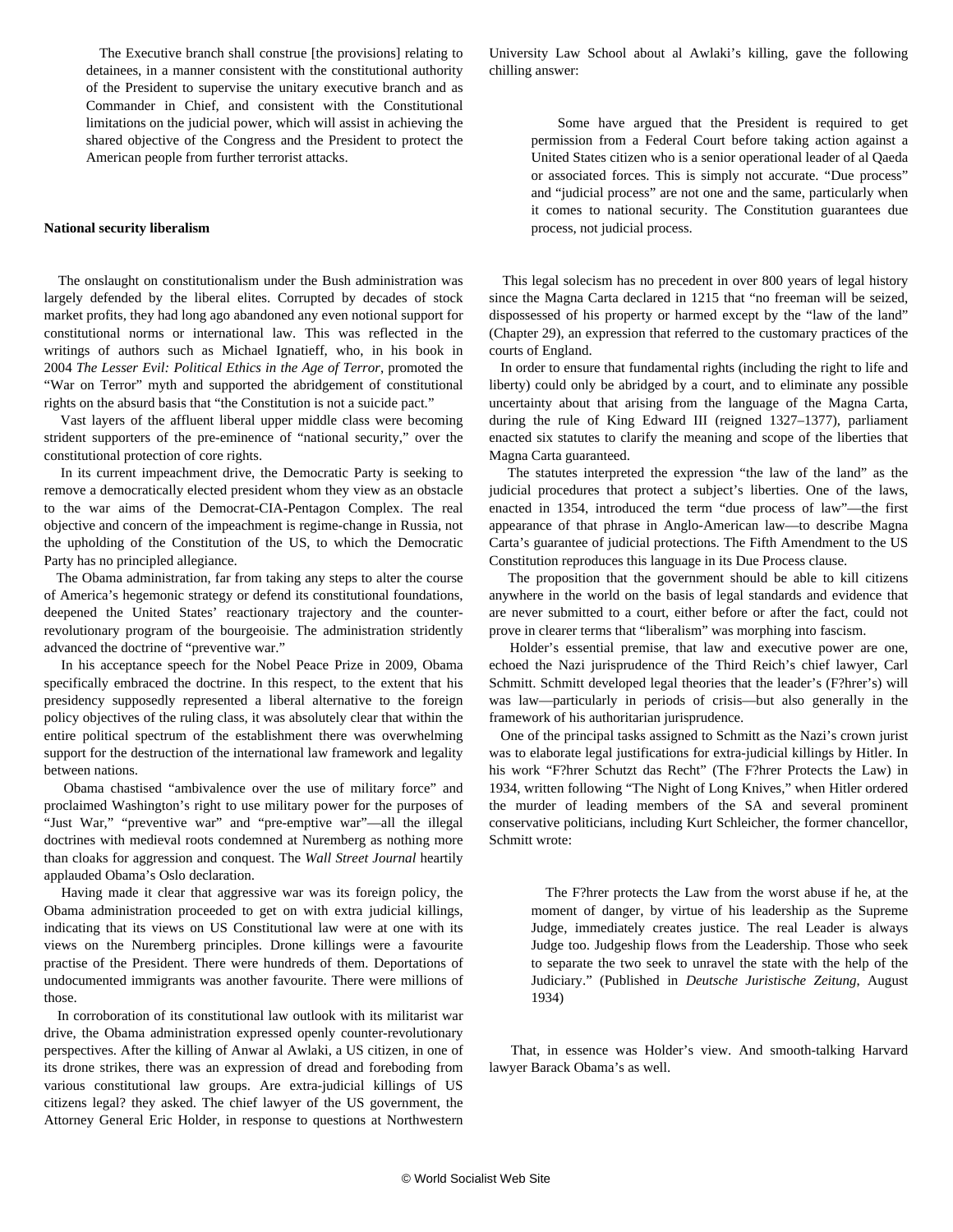> The Executive branch shall construe [the provisions] relating to detainees, in a manner consistent with the constitutional authority of the President to supervise the unitary executive branch and as Commander in Chief, and consistent with the Constitutional limitations on the judicial power, which will assist in achieving the shared objective of the Congress and the President to protect the American people from further terrorist attacks.

**National security liberalism**

The onslaught on constitutionalism under the Bush administration was largely defended by the liberal elites. Corrupted by decades of stock market profits, they had long ago abandoned any even notional support for constitutional norms or international law. This was reflected in the writings of authors such as Michael Ignatieff, who, in his book in 2004 *The Lesser Evil: Political Ethics in the Age of Terror*, promoted the "War on Terror" myth and supported the abridgement of constitutional rights on the absurd basis that "the Constitution is not a suicide pact."

Vast layers of the affluent liberal upper middle class were becoming strident supporters of the pre-eminence of "national security," over the constitutional protection of core rights.

In its current impeachment drive, the Democratic Party is seeking to remove a democratically elected president whom they view as an obstacle to the war aims of the Democrat-CIA-Pentagon Complex. The real objective and concern of the impeachment is regime-change in Russia, not the upholding of the Constitution of the US, to which the Democratic Party has no principled allegiance.

The Obama administration, far from taking any steps to alter the course of America's hegemonic strategy or defend its constitutional foundations, deepened the United States' reactionary trajectory and the counter-revolutionary program of the bourgeoisie. The administration stridently advanced the doctrine of "preventive war."

In his acceptance speech for the Nobel Peace Prize in 2009, Obama specifically embraced the doctrine. In this respect, to the extent that his presidency supposedly represented a liberal alternative to the foreign policy objectives of the ruling class, it was absolutely clear that within the entire political spectrum of the establishment there was overwhelming support for the destruction of the international law framework and legality between nations.

Obama chastised "ambivalence over the use of military force" and proclaimed Washington's right to use military power for the purposes of "Just War," "preventive war" and "pre-emptive war"—all the illegal doctrines with medieval roots condemned at Nuremberg as nothing more than cloaks for aggression and conquest. The *Wall Street Journal* heartily applauded Obama's Oslo declaration.

Having made it clear that aggressive war was its foreign policy, the Obama administration proceeded to get on with extra judicial killings, indicating that its views on US Constitutional law were at one with its views on the Nuremberg principles. Drone killings were a favourite practise of the President. There were hundreds of them. Deportations of undocumented immigrants was another favourite. There were millions of those.

In corroboration of its constitutional law outlook with its militarist war drive, the Obama administration expressed openly counter-revolutionary perspectives. After the killing of Anwar al Awlaki, a US citizen, in one of its drone strikes, there was an expression of dread and foreboding from various constitutional law groups. Are extra-judicial killings of US citizens legal? they asked. The chief lawyer of the US government, the Attorney General Eric Holder, in response to questions at Northwestern University Law School about al Awlaki's killing, gave the following chilling answer:

> Some have argued that the President is required to get permission from a Federal Court before taking action against a United States citizen who is a senior operational leader of al Qaeda or associated forces. This is simply not accurate. "Due process" and "judicial process" are not one and the same, particularly when it comes to national security. The Constitution guarantees due process, not judicial process.

This legal solecism has no precedent in over 800 years of legal history since the Magna Carta declared in 1215 that "no freeman will be seized, dispossessed of his property or harmed except by the "law of the land" (Chapter 29), an expression that referred to the customary practices of the courts of England.

In order to ensure that fundamental rights (including the right to life and liberty) could only be abridged by a court, and to eliminate any possible uncertainty about that arising from the language of the Magna Carta, during the rule of King Edward III (reigned 1327–1377), parliament enacted six statutes to clarify the meaning and scope of the liberties that Magna Carta guaranteed.

The statutes interpreted the expression "the law of the land" as the judicial procedures that protect a subject's liberties. One of the laws, enacted in 1354, introduced the term "due process of law"—the first appearance of that phrase in Anglo-American law—to describe Magna Carta's guarantee of judicial protections. The Fifth Amendment to the US Constitution reproduces this language in its Due Process clause.

The proposition that the government should be able to kill citizens anywhere in the world on the basis of legal standards and evidence that are never submitted to a court, either before or after the fact, could not prove in clearer terms that "liberalism" was morphing into fascism.

Holder's essential premise, that law and executive power are one, echoed the Nazi jurisprudence of the Third Reich's chief lawyer, Carl Schmitt. Schmitt developed legal theories that the leader's (F?hrer's) will was law—particularly in periods of crisis—but also generally in the framework of his authoritarian jurisprudence.

One of the principal tasks assigned to Schmitt as the Nazi's crown jurist was to elaborate legal justifications for extra-judicial killings by Hitler. In his work "F?hrer Schutzt das Recht" (The F?hrer Protects the Law) in 1934, written following "The Night of Long Knives," when Hitler ordered the murder of leading members of the SA and several prominent conservative politicians, including Kurt Schleicher, the former chancellor, Schmitt wrote:

> The F?hrer protects the Law from the worst abuse if he, at the moment of danger, by virtue of his leadership as the Supreme Judge, immediately creates justice. The real Leader is always Judge too. Judgeship flows from the Leadership. Those who seek to separate the two seek to unravel the state with the help of the Judiciary." (Published in *Deutsche Juristische Zeitung*, August 1934)

That, in essence was Holder's view. And smooth-talking Harvard lawyer Barack Obama's as well.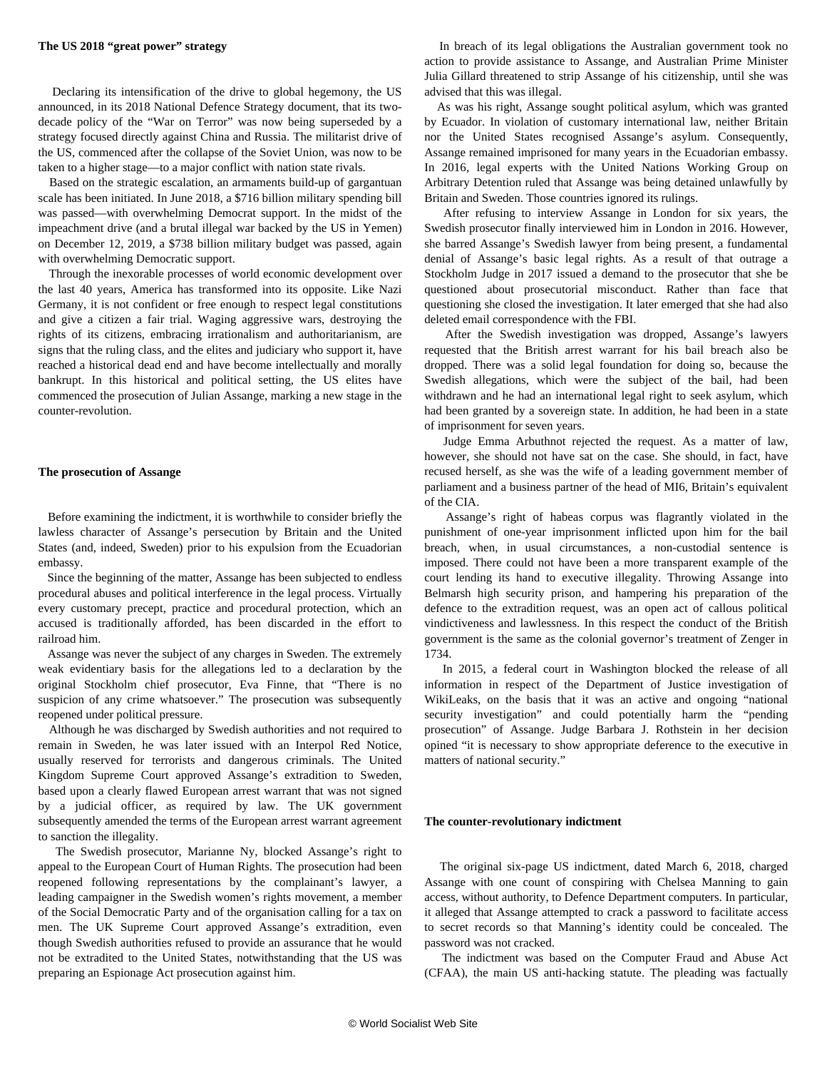**The US 2018 "great power" strategy**

Declaring its intensification of the drive to global hegemony, the US announced, in its 2018 National Defence Strategy document, that its two-decade policy of the "War on Terror" was now being superseded by a strategy focused directly against China and Russia. The militarist drive of the US, commenced after the collapse of the Soviet Union, was now to be taken to a higher stage—to a major conflict with nation state rivals.

Based on the strategic escalation, an armaments build-up of gargantuan scale has been initiated. In June 2018, a $716 billion military spending bill was passed—with overwhelming Democrat support. In the midst of the impeachment drive (and a brutal illegal war backed by the US in Yemen) on December 12, 2019, a $738 billion military budget was passed, again with overwhelming Democratic support.

Through the inexorable processes of world economic development over the last 40 years, America has transformed into its opposite. Like Nazi Germany, it is not confident or free enough to respect legal constitutions and give a citizen a fair trial. Waging aggressive wars, destroying the rights of its citizens, embracing irrationalism and authoritarianism, are signs that the ruling class, and the elites and judiciary who support it, have reached a historical dead end and have become intellectually and morally bankrupt. In this historical and political setting, the US elites have commenced the prosecution of Julian Assange, marking a new stage in the counter-revolution.

**The prosecution of Assange**

Before examining the indictment, it is worthwhile to consider briefly the lawless character of Assange's persecution by Britain and the United States (and, indeed, Sweden) prior to his expulsion from the Ecuadorian embassy.

Since the beginning of the matter, Assange has been subjected to endless procedural abuses and political interference in the legal process. Virtually every customary precept, practice and procedural protection, which an accused is traditionally afforded, has been discarded in the effort to railroad him.

Assange was never the subject of any charges in Sweden. The extremely weak evidentiary basis for the allegations led to a declaration by the original Stockholm chief prosecutor, Eva Finne, that "There is no suspicion of any crime whatsoever." The prosecution was subsequently reopened under political pressure.

Although he was discharged by Swedish authorities and not required to remain in Sweden, he was later issued with an Interpol Red Notice, usually reserved for terrorists and dangerous criminals. The United Kingdom Supreme Court approved Assange's extradition to Sweden, based upon a clearly flawed European arrest warrant that was not signed by a judicial officer, as required by law. The UK government subsequently amended the terms of the European arrest warrant agreement to sanction the illegality.

The Swedish prosecutor, Marianne Ny, blocked Assange's right to appeal to the European Court of Human Rights. The prosecution had been reopened following representations by the complainant's lawyer, a leading campaigner in the Swedish women's rights movement, a member of the Social Democratic Party and of the organisation calling for a tax on men. The UK Supreme Court approved Assange's extradition, even though Swedish authorities refused to provide an assurance that he would not be extradited to the United States, notwithstanding that the US was preparing an Espionage Act prosecution against him.

In breach of its legal obligations the Australian government took no action to provide assistance to Assange, and Australian Prime Minister Julia Gillard threatened to strip Assange of his citizenship, until she was advised that this was illegal.

As was his right, Assange sought political asylum, which was granted by Ecuador. In violation of customary international law, neither Britain nor the United States recognised Assange's asylum. Consequently, Assange remained imprisoned for many years in the Ecuadorian embassy. In 2016, legal experts with the United Nations Working Group on Arbitrary Detention ruled that Assange was being detained unlawfully by Britain and Sweden. Those countries ignored its rulings.

After refusing to interview Assange in London for six years, the Swedish prosecutor finally interviewed him in London in 2016. However, she barred Assange's Swedish lawyer from being present, a fundamental denial of Assange's basic legal rights. As a result of that outrage a Stockholm Judge in 2017 issued a demand to the prosecutor that she be questioned about prosecutorial misconduct. Rather than face that questioning she closed the investigation. It later emerged that she had also deleted email correspondence with the FBI.

After the Swedish investigation was dropped, Assange's lawyers requested that the British arrest warrant for his bail breach also be dropped. There was a solid legal foundation for doing so, because the Swedish allegations, which were the subject of the bail, had been withdrawn and he had an international legal right to seek asylum, which had been granted by a sovereign state. In addition, he had been in a state of imprisonment for seven years.

Judge Emma Arbuthnot rejected the request. As a matter of law, however, she should not have sat on the case. She should, in fact, have recused herself, as she was the wife of a leading government member of parliament and a business partner of the head of MI6, Britain's equivalent of the CIA.

Assange's right of habeas corpus was flagrantly violated in the punishment of one-year imprisonment inflicted upon him for the bail breach, when, in usual circumstances, a non-custodial sentence is imposed. There could not have been a more transparent example of the court lending its hand to executive illegality. Throwing Assange into Belmarsh high security prison, and hampering his preparation of the defence to the extradition request, was an open act of callous political vindictiveness and lawlessness. In this respect the conduct of the British government is the same as the colonial governor's treatment of Zenger in 1734.

In 2015, a federal court in Washington blocked the release of all information in respect of the Department of Justice investigation of WikiLeaks, on the basis that it was an active and ongoing "national security investigation" and could potentially harm the "pending prosecution" of Assange. Judge Barbara J. Rothstein in her decision opined "it is necessary to show appropriate deference to the executive in matters of national security."

**The counter-revolutionary indictment**

The original six-page US indictment, dated March 6, 2018, charged Assange with one count of conspiring with Chelsea Manning to gain access, without authority, to Defence Department computers. In particular, it alleged that Assange attempted to crack a password to facilitate access to secret records so that Manning's identity could be concealed. The password was not cracked.

The indictment was based on the Computer Fraud and Abuse Act (CFAA), the main US anti-hacking statute. The pleading was factually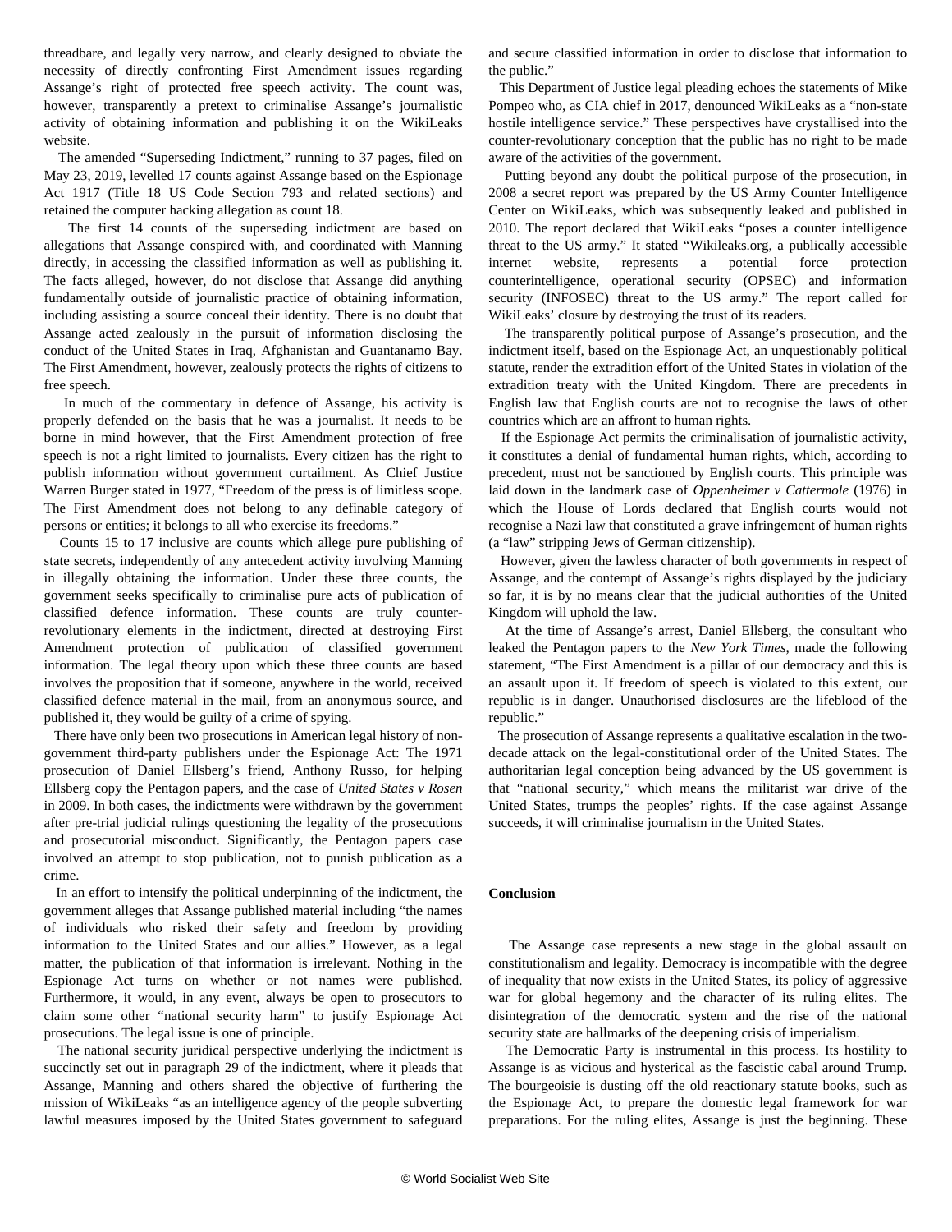threadbare, and legally very narrow, and clearly designed to obviate the necessity of directly confronting First Amendment issues regarding Assange's right of protected free speech activity. The count was, however, transparently a pretext to criminalise Assange's journalistic activity of obtaining information and publishing it on the WikiLeaks website.

The amended "Superseding Indictment," running to 37 pages, filed on May 23, 2019, levelled 17 counts against Assange based on the Espionage Act 1917 (Title 18 US Code Section 793 and related sections) and retained the computer hacking allegation as count 18.

The first 14 counts of the superseding indictment are based on allegations that Assange conspired with, and coordinated with Manning directly, in accessing the classified information as well as publishing it. The facts alleged, however, do not disclose that Assange did anything fundamentally outside of journalistic practice of obtaining information, including assisting a source conceal their identity. There is no doubt that Assange acted zealously in the pursuit of information disclosing the conduct of the United States in Iraq, Afghanistan and Guantanamo Bay. The First Amendment, however, zealously protects the rights of citizens to free speech.

In much of the commentary in defence of Assange, his activity is properly defended on the basis that he was a journalist. It needs to be borne in mind however, that the First Amendment protection of free speech is not a right limited to journalists. Every citizen has the right to publish information without government curtailment. As Chief Justice Warren Burger stated in 1977, "Freedom of the press is of limitless scope. The First Amendment does not belong to any definable category of persons or entities; it belongs to all who exercise its freedoms."

Counts 15 to 17 inclusive are counts which allege pure publishing of state secrets, independently of any antecedent activity involving Manning in illegally obtaining the information. Under these three counts, the government seeks specifically to criminalise pure acts of publication of classified defence information. These counts are truly counter-revolutionary elements in the indictment, directed at destroying First Amendment protection of publication of classified government information. The legal theory upon which these three counts are based involves the proposition that if someone, anywhere in the world, received classified defence material in the mail, from an anonymous source, and published it, they would be guilty of a crime of spying.

There have only been two prosecutions in American legal history of non-government third-party publishers under the Espionage Act: The 1971 prosecution of Daniel Ellsberg's friend, Anthony Russo, for helping Ellsberg copy the Pentagon papers, and the case of *United States v Rosen* in 2009. In both cases, the indictments were withdrawn by the government after pre-trial judicial rulings questioning the legality of the prosecutions and prosecutorial misconduct. Significantly, the Pentagon papers case involved an attempt to stop publication, not to punish publication as a crime.

In an effort to intensify the political underpinning of the indictment, the government alleges that Assange published material including "the names of individuals who risked their safety and freedom by providing information to the United States and our allies." However, as a legal matter, the publication of that information is irrelevant. Nothing in the Espionage Act turns on whether or not names were published. Furthermore, it would, in any event, always be open to prosecutors to claim some other "national security harm" to justify Espionage Act prosecutions. The legal issue is one of principle.

The national security juridical perspective underlying the indictment is succinctly set out in paragraph 29 of the indictment, where it pleads that Assange, Manning and others shared the objective of furthering the mission of WikiLeaks "as an intelligence agency of the people subverting lawful measures imposed by the United States government to safeguard and secure classified information in order to disclose that information to the public."

This Department of Justice legal pleading echoes the statements of Mike Pompeo who, as CIA chief in 2017, denounced WikiLeaks as a "non-state hostile intelligence service." These perspectives have crystallised into the counter-revolutionary conception that the public has no right to be made aware of the activities of the government.

Putting beyond any doubt the political purpose of the prosecution, in 2008 a secret report was prepared by the US Army Counter Intelligence Center on WikiLeaks, which was subsequently leaked and published in 2010. The report declared that WikiLeaks "poses a counter intelligence threat to the US army." It stated "Wikileaks.org, a publically accessible internet website, represents a potential force protection counterintelligence, operational security (OPSEC) and information security (INFOSEC) threat to the US army." The report called for WikiLeaks' closure by destroying the trust of its readers.

The transparently political purpose of Assange's prosecution, and the indictment itself, based on the Espionage Act, an unquestionably political statute, render the extradition effort of the United States in violation of the extradition treaty with the United Kingdom. There are precedents in English law that English courts are not to recognise the laws of other countries which are an affront to human rights.

If the Espionage Act permits the criminalisation of journalistic activity, it constitutes a denial of fundamental human rights, which, according to precedent, must not be sanctioned by English courts. This principle was laid down in the landmark case of *Oppenheimer v Cattermole* (1976) in which the House of Lords declared that English courts would not recognise a Nazi law that constituted a grave infringement of human rights (a "law" stripping Jews of German citizenship).

However, given the lawless character of both governments in respect of Assange, and the contempt of Assange's rights displayed by the judiciary so far, it is by no means clear that the judicial authorities of the United Kingdom will uphold the law.

At the time of Assange's arrest, Daniel Ellsberg, the consultant who leaked the Pentagon papers to the *New York Times*, made the following statement, "The First Amendment is a pillar of our democracy and this is an assault upon it. If freedom of speech is violated to this extent, our republic is in danger. Unauthorised disclosures are the lifeblood of the republic."

The prosecution of Assange represents a qualitative escalation in the two-decade attack on the legal-constitutional order of the United States. The authoritarian legal conception being advanced by the US government is that "national security," which means the militarist war drive of the United States, trumps the peoples' rights. If the case against Assange succeeds, it will criminalise journalism in the United States.

## Conclusion

The Assange case represents a new stage in the global assault on constitutionalism and legality. Democracy is incompatible with the degree of inequality that now exists in the United States, its policy of aggressive war for global hegemony and the character of its ruling elites. The disintegration of the democratic system and the rise of the national security state are hallmarks of the deepening crisis of imperialism.

The Democratic Party is instrumental in this process. Its hostility to Assange is as vicious and hysterical as the fascistic cabal around Trump. The bourgeoisie is dusting off the old reactionary statute books, such as the Espionage Act, to prepare the domestic legal framework for war preparations. For the ruling elites, Assange is just the beginning. These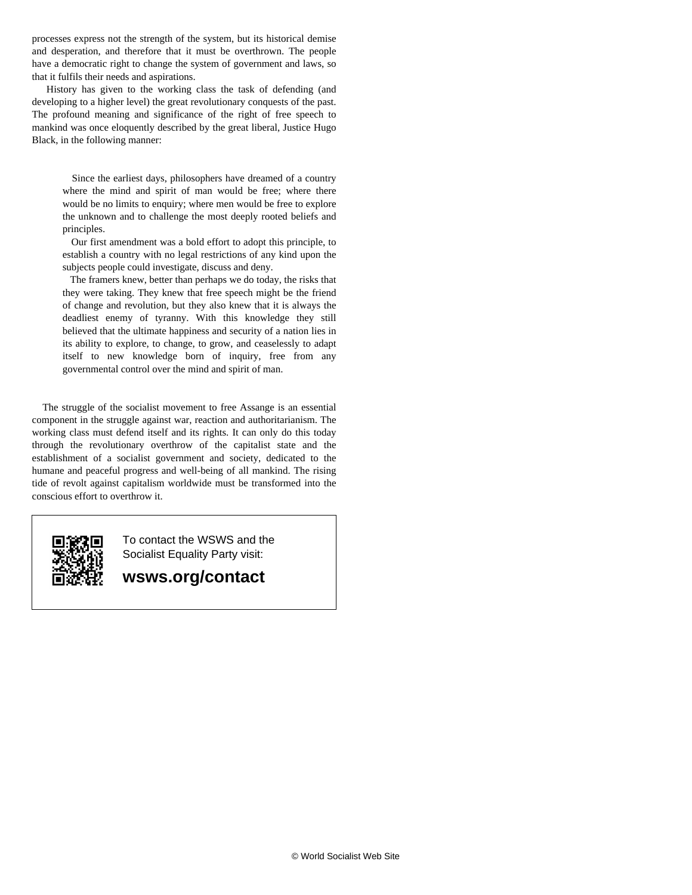processes express not the strength of the system, but its historical demise and desperation, and therefore that it must be overthrown. The people have a democratic right to change the system of government and laws, so that it fulfils their needs and aspirations.

History has given to the working class the task of defending (and developing to a higher level) the great revolutionary conquests of the past. The profound meaning and significance of the right of free speech to mankind was once eloquently described by the great liberal, Justice Hugo Black, in the following manner:

> Since the earliest days, philosophers have dreamed of a country where the mind and spirit of man would be free; where there would be no limits to enquiry; where men would be free to explore the unknown and to challenge the most deeply rooted beliefs and principles.
>
> Our first amendment was a bold effort to adopt this principle, to establish a country with no legal restrictions of any kind upon the subjects people could investigate, discuss and deny.
>
> The framers knew, better than perhaps we do today, the risks that they were taking. They knew that free speech might be the friend of change and revolution, but they also knew that it is always the deadliest enemy of tyranny. With this knowledge they still believed that the ultimate happiness and security of a nation lies in its ability to explore, to change, to grow, and ceaselessly to adapt itself to new knowledge born of inquiry, free from any governmental control over the mind and spirit of man.

The struggle of the socialist movement to free Assange is an essential component in the struggle against war, reaction and authoritarianism. The working class must defend itself and its rights. It can only do this today through the revolutionary overthrow of the capitalist state and the establishment of a socialist government and society, dedicated to the humane and peaceful progress and well-being of all mankind. The rising tide of revolt against capitalism worldwide must be transformed into the conscious effort to overthrow it.

To contact the WSWS and the Socialist Equality Party visit:

**wsws.org/contact**